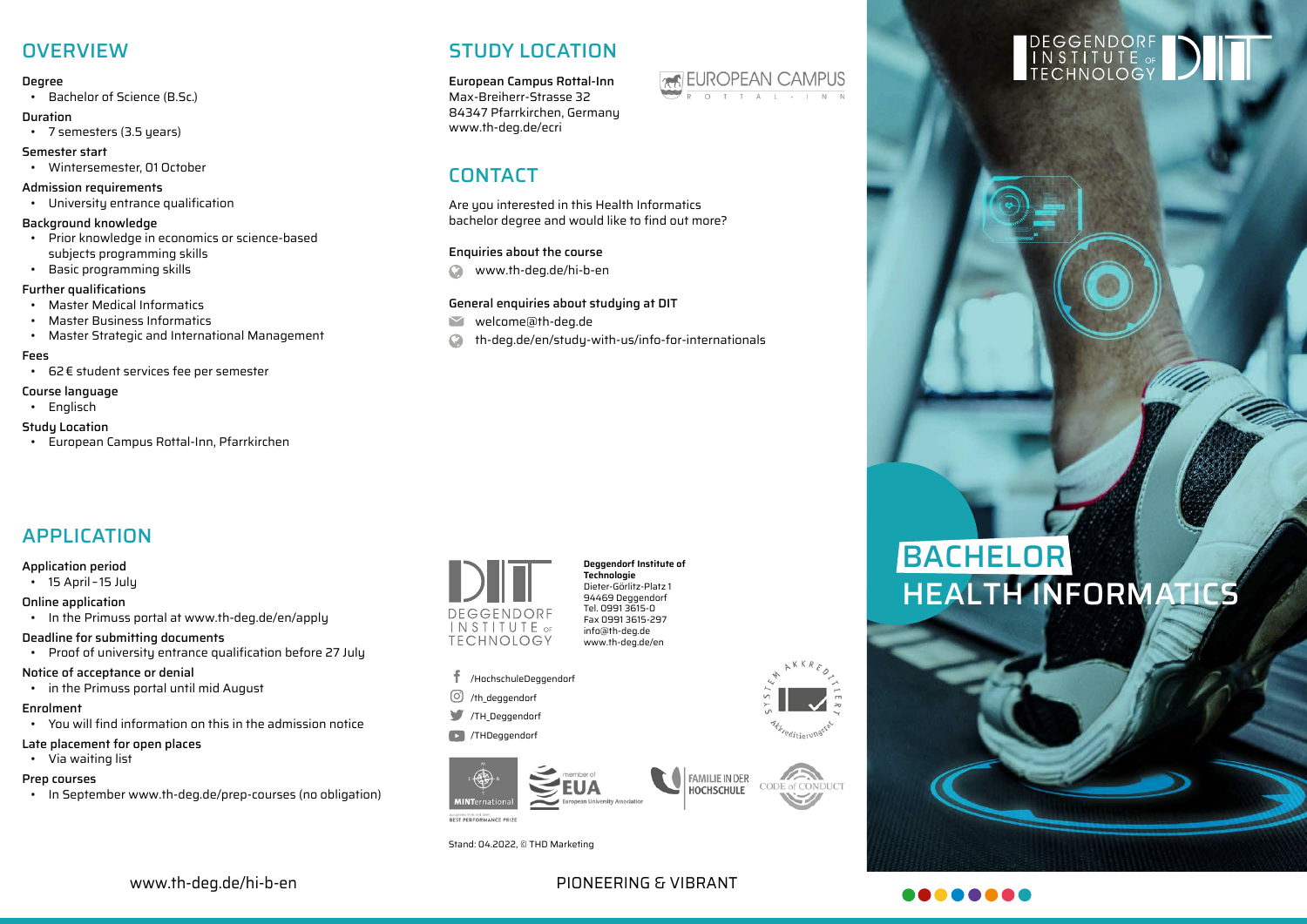# BACHELOR HEALTH INFORMATICS

DEGGENDORF INSTITUTE OF TECHNOLOGY

## OVERVIEW

**Degree**
- Bachelor of Science (B.Sc.)

**Duration**
- 7 semesters (3.5 years)

**Semester start**
- Wintersemester, 01 October

**Admission requirements**
- University entrance qualification

**Background knowledge**
- Prior knowledge in economics or science-based subjects programming skills
- Basic programming skills

**Further qualifications**
- Master Medical Informatics
- Master Business Informatics
- Master Strategic and International Management

**Fees**
- 62 € student services fee per semester

**Course language**
- Englisch

**Study Location**
- European Campus Rottal-Inn, Pfarrkirchen

## APPLICATION

**Application period**
- 15 April – 15 July

**Online application**
- In the Primuss portal at www.th-deg.de/en/apply

**Deadline for submitting documents**
- Proof of university entrance qualification before 27 July

**Notice of acceptance or denial**
- in the Primuss portal until mid August

**Enrolment**
- You will find information on this in the admission notice

**Late placement for open places**
- Via waiting list

**Prep courses**
- In September www.th-deg.de/prep-courses (no obligation)

## STUDY LOCATION

**European Campus Rottal-Inn**
Max-Breiherr-Strasse 32
84347 Pfarrkirchen, Germany
www.th-deg.de/ecri

## CONTACT

Are you interested in this Health Informatics bachelor degree and would like to find out more?

**Enquiries about the course**
- www.th-deg.de/hi-b-en

**General enquiries about studying at DIT**
- welcome@th-deg.de
- th-deg.de/en/study-with-us/info-for-internationals

**Deggendorf Institute of Technologie**
Dieter-Görlitz-Platz 1
94469 Deggendorf
Tel. 0991 3615-0
Fax 0991 3615-297
info@th-deg.de
www.th-deg.de/en

/HochschuleDeggendorf
/th_deggendorf
/TH_Deggendorf
/THDeggendorf

Stand: 04.2022, © THD Marketing

www.th-deg.de/hi-b-en

PIONEERING & VIBRANT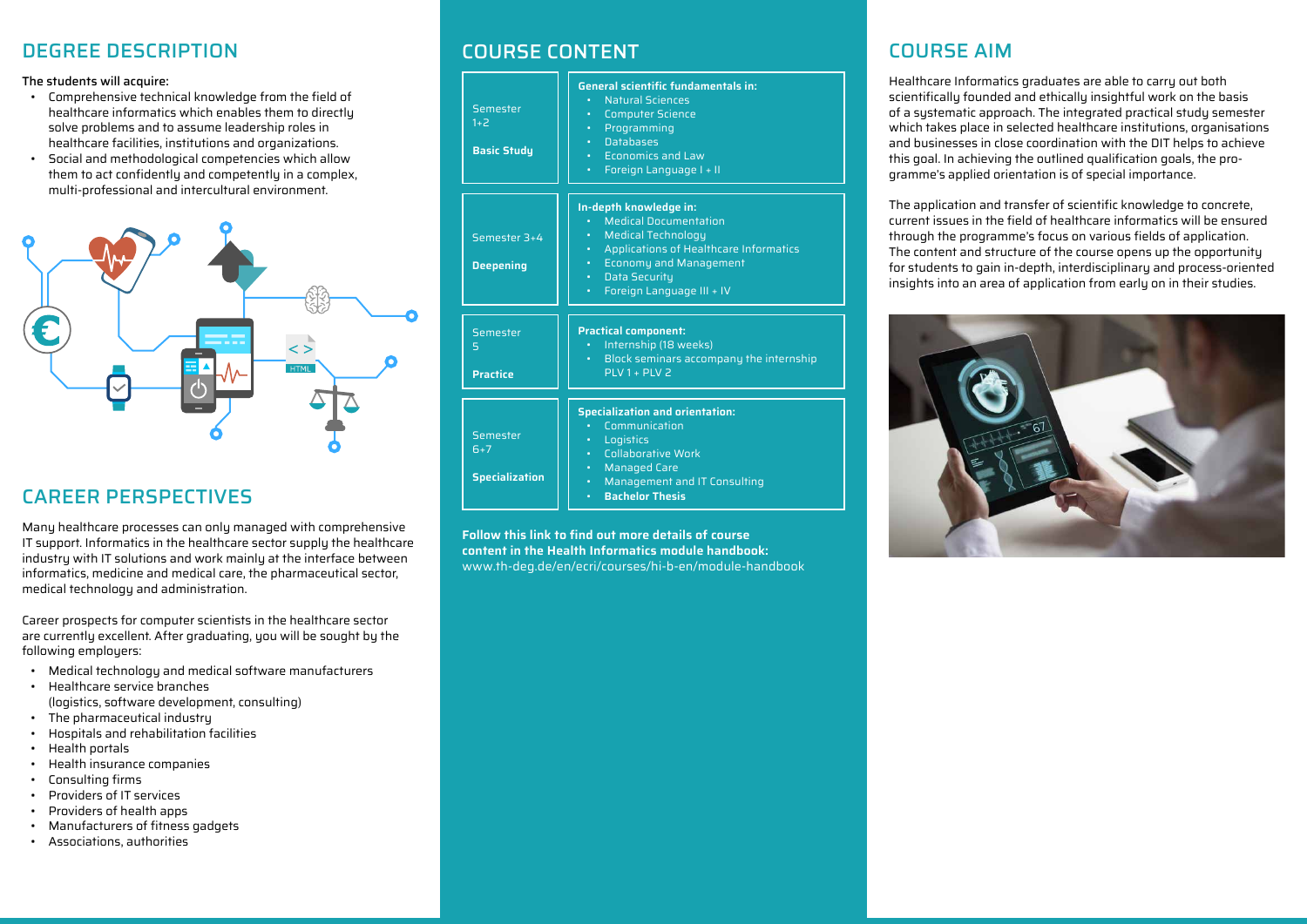## DEGREE DESCRIPTION

The students will acquire:

- Comprehensive technical knowledge from the field of healthcare informatics which enables them to directly solve problems and to assume leadership roles in healthcare facilities, institutions and organizations.
- Social and methodological competencies which allow them to act confidently and competently in a complex, multi-professional and intercultural environment.

## CAREER PERSPECTIVES

Many healthcare processes can only managed with comprehensive IT support. Informatics in the healthcare sector supply the healthcare industry with IT solutions and work mainly at the interface between informatics, medicine and medical care, the pharmaceutical sector, medical technology and administration.

Career prospects for computer scientists in the healthcare sector are currently excellent. After graduating, you will be sought by the following employers:

- Medical technology and medical software manufacturers
- Healthcare service branches (logistics, software development, consulting)
- The pharmaceutical industry
- Hospitals and rehabilitation facilities
- Health portals
- Health insurance companies
- Consulting firms
- Providers of IT services
- Providers of health apps
- Manufacturers of fitness gadgets
- Associations, authorities

## COURSE CONTENT

| | |
|---|---|
| Semester 1+2 **Basic Study** | **General scientific fundamentals in:** • Natural Sciences • Computer Science • Programming • Databases • Economics and Law • Foreign Language I + II |
| Semester 3+4 **Deepening** | **In-depth knowledge in:** • Medical Documentation • Medical Technology • Applications of Healthcare Informatics • Economy and Management • Data Security • Foreign Language III + IV |
| Semester 5 **Practice** | **Practical component:** • Internship (18 weeks) • Block seminars accompany the internship PLV 1 + PLV 2 |
| Semester 6+7 **Specialization** | **Specialization and orientation:** • Communication • Logistics • Collaborative Work • Managed Care • Management and IT Consulting • **Bachelor Thesis** |

**Follow this link to find out more details of course content in the Health Informatics module handbook:**
www.th-deg.de/en/ecri/courses/hi-b-en/module-handbook

## COURSE AIM

Healthcare Informatics graduates are able to carry out both scientifically founded and ethically insightful work on the basis of a systematic approach. The integrated practical study semester which takes place in selected healthcare institutions, organisations and businesses in close coordination with the DIT helps to achieve this goal. In achieving the outlined qualification goals, the programme's applied orientation is of special importance.

The application and transfer of scientific knowledge to concrete, current issues in the field of healthcare informatics will be ensured through the programme's focus on various fields of application. The content and structure of the course opens up the opportunity for students to gain in-depth, interdisciplinary and process-oriented insights into an area of application from early on in their studies.